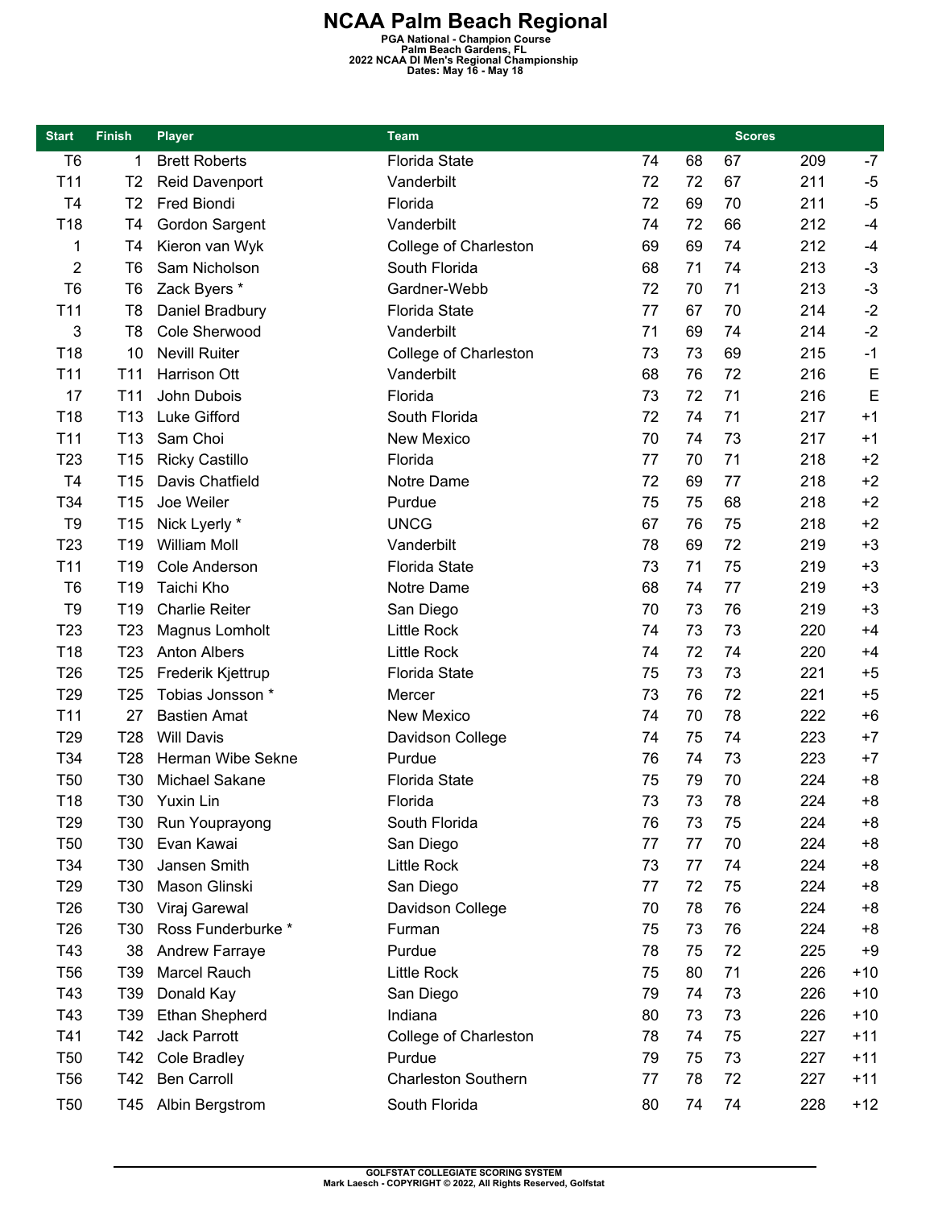# NCAA Palm Beach Regional

**PGA National - Champion Course**
**Palm Beach Gardens, FL**
**2022 NCAA DI Men's Regional Championship**
**Dates: May 16 - May 18**

| Start | Finish | Player | Team | Scores | | | | |
|---|---|---|---|---|---|---|---|---|
| T6 | 1 | Brett Roberts | Florida State | 74 | 68 | 67 | 209 | -7 |
| T11 | T2 | Reid Davenport | Vanderbilt | 72 | 72 | 67 | 211 | -5 |
| T4 | T2 | Fred Biondi | Florida | 72 | 69 | 70 | 211 | -5 |
| T18 | T4 | Gordon Sargent | Vanderbilt | 74 | 72 | 66 | 212 | -4 |
| 1 | T4 | Kieron van Wyk | College of Charleston | 69 | 69 | 74 | 212 | -4 |
| 2 | T6 | Sam Nicholson | South Florida | 68 | 71 | 74 | 213 | -3 |
| T6 | T6 | Zack Byers * | Gardner-Webb | 72 | 70 | 71 | 213 | -3 |
| T11 | T8 | Daniel Bradbury | Florida State | 77 | 67 | 70 | 214 | -2 |
| 3 | T8 | Cole Sherwood | Vanderbilt | 71 | 69 | 74 | 214 | -2 |
| T18 | 10 | Nevill Ruiter | College of Charleston | 73 | 73 | 69 | 215 | -1 |
| T11 | T11 | Harrison Ott | Vanderbilt | 68 | 76 | 72 | 216 | E |
| 17 | T11 | John Dubois | Florida | 73 | 72 | 71 | 216 | E |
| T18 | T13 | Luke Gifford | South Florida | 72 | 74 | 71 | 217 | +1 |
| T11 | T13 | Sam Choi | New Mexico | 70 | 74 | 73 | 217 | +1 |
| T23 | T15 | Ricky Castillo | Florida | 77 | 70 | 71 | 218 | +2 |
| T4 | T15 | Davis Chatfield | Notre Dame | 72 | 69 | 77 | 218 | +2 |
| T34 | T15 | Joe Weiler | Purdue | 75 | 75 | 68 | 218 | +2 |
| T9 | T15 | Nick Lyerly * | UNCG | 67 | 76 | 75 | 218 | +2 |
| T23 | T19 | William Moll | Vanderbilt | 78 | 69 | 72 | 219 | +3 |
| T11 | T19 | Cole Anderson | Florida State | 73 | 71 | 75 | 219 | +3 |
| T6 | T19 | Taichi Kho | Notre Dame | 68 | 74 | 77 | 219 | +3 |
| T9 | T19 | Charlie Reiter | San Diego | 70 | 73 | 76 | 219 | +3 |
| T23 | T23 | Magnus Lomholt | Little Rock | 74 | 73 | 73 | 220 | +4 |
| T18 | T23 | Anton Albers | Little Rock | 74 | 72 | 74 | 220 | +4 |
| T26 | T25 | Frederik Kjettrup | Florida State | 75 | 73 | 73 | 221 | +5 |
| T29 | T25 | Tobias Jonsson * | Mercer | 73 | 76 | 72 | 221 | +5 |
| T11 | 27 | Bastien Amat | New Mexico | 74 | 70 | 78 | 222 | +6 |
| T29 | T28 | Will Davis | Davidson College | 74 | 75 | 74 | 223 | +7 |
| T34 | T28 | Herman Wibe Sekne | Purdue | 76 | 74 | 73 | 223 | +7 |
| T50 | T30 | Michael Sakane | Florida State | 75 | 79 | 70 | 224 | +8 |
| T18 | T30 | Yuxin Lin | Florida | 73 | 73 | 78 | 224 | +8 |
| T29 | T30 | Run Youprayong | South Florida | 76 | 73 | 75 | 224 | +8 |
| T50 | T30 | Evan Kawai | San Diego | 77 | 77 | 70 | 224 | +8 |
| T34 | T30 | Jansen Smith | Little Rock | 73 | 77 | 74 | 224 | +8 |
| T29 | T30 | Mason Glinski | San Diego | 77 | 72 | 75 | 224 | +8 |
| T26 | T30 | Viraj Garewal | Davidson College | 70 | 78 | 76 | 224 | +8 |
| T26 | T30 | Ross Funderburke * | Furman | 75 | 73 | 76 | 224 | +8 |
| T43 | 38 | Andrew Farraye | Purdue | 78 | 75 | 72 | 225 | +9 |
| T56 | T39 | Marcel Rauch | Little Rock | 75 | 80 | 71 | 226 | +10 |
| T43 | T39 | Donald Kay | San Diego | 79 | 74 | 73 | 226 | +10 |
| T43 | T39 | Ethan Shepherd | Indiana | 80 | 73 | 73 | 226 | +10 |
| T41 | T42 | Jack Parrott | College of Charleston | 78 | 74 | 75 | 227 | +11 |
| T50 | T42 | Cole Bradley | Purdue | 79 | 75 | 73 | 227 | +11 |
| T56 | T42 | Ben Carroll | Charleston Southern | 77 | 78 | 72 | 227 | +11 |
| T50 | T45 | Albin Bergstrom | South Florida | 80 | 74 | 74 | 228 | +12 |

GOLFSTAT COLLEGIATE SCORING SYSTEM
Mark Laesch - COPYRIGHT © 2022, All Rights Reserved, Golfstat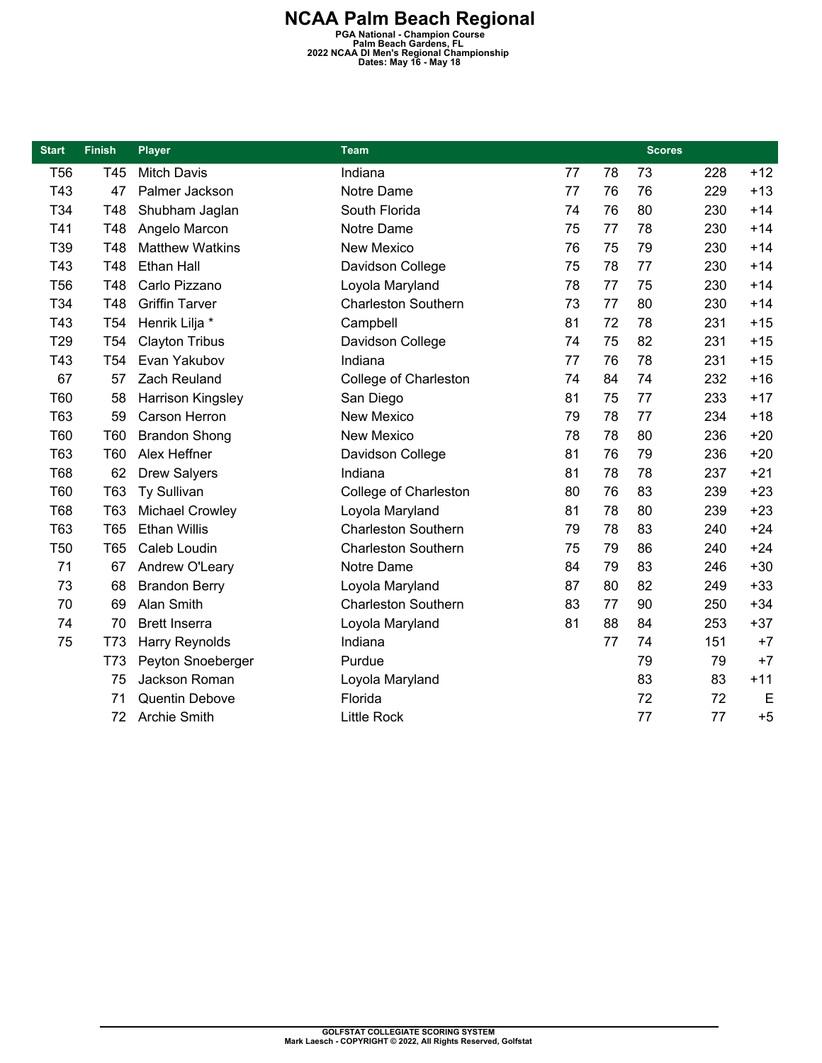# NCAA Palm Beach Regional

**PGA National - Champion Course**
**Palm Beach Gardens, FL**
**2022 NCAA DI Men's Regional Championship**
**Dates: May 16 - May 18**

| Start | Finish | Player | Team | Scores | | | | |
|---|---|---|---|---|---|---|---|---|
| T56 | T45 | Mitch Davis | Indiana | 77 | 78 | 73 | 228 | +12 |
| T43 | 47 | Palmer Jackson | Notre Dame | 77 | 76 | 76 | 229 | +13 |
| T34 | T48 | Shubham Jaglan | South Florida | 74 | 76 | 80 | 230 | +14 |
| T41 | T48 | Angelo Marcon | Notre Dame | 75 | 77 | 78 | 230 | +14 |
| T39 | T48 | Matthew Watkins | New Mexico | 76 | 75 | 79 | 230 | +14 |
| T43 | T48 | Ethan Hall | Davidson College | 75 | 78 | 77 | 230 | +14 |
| T56 | T48 | Carlo Pizzano | Loyola Maryland | 78 | 77 | 75 | 230 | +14 |
| T34 | T48 | Griffin Tarver | Charleston Southern | 73 | 77 | 80 | 230 | +14 |
| T43 | T54 | Henrik Lilja * | Campbell | 81 | 72 | 78 | 231 | +15 |
| T29 | T54 | Clayton Tribus | Davidson College | 74 | 75 | 82 | 231 | +15 |
| T43 | T54 | Evan Yakubov | Indiana | 77 | 76 | 78 | 231 | +15 |
| 67 | 57 | Zach Reuland | College of Charleston | 74 | 84 | 74 | 232 | +16 |
| T60 | 58 | Harrison Kingsley | San Diego | 81 | 75 | 77 | 233 | +17 |
| T63 | 59 | Carson Herron | New Mexico | 79 | 78 | 77 | 234 | +18 |
| T60 | T60 | Brandon Shong | New Mexico | 78 | 78 | 80 | 236 | +20 |
| T63 | T60 | Alex Heffner | Davidson College | 81 | 76 | 79 | 236 | +20 |
| T68 | 62 | Drew Salyers | Indiana | 81 | 78 | 78 | 237 | +21 |
| T60 | T63 | Ty Sullivan | College of Charleston | 80 | 76 | 83 | 239 | +23 |
| T68 | T63 | Michael Crowley | Loyola Maryland | 81 | 78 | 80 | 239 | +23 |
| T63 | T65 | Ethan Willis | Charleston Southern | 79 | 78 | 83 | 240 | +24 |
| T50 | T65 | Caleb Loudin | Charleston Southern | 75 | 79 | 86 | 240 | +24 |
| 71 | 67 | Andrew O'Leary | Notre Dame | 84 | 79 | 83 | 246 | +30 |
| 73 | 68 | Brandon Berry | Loyola Maryland | 87 | 80 | 82 | 249 | +33 |
| 70 | 69 | Alan Smith | Charleston Southern | 83 | 77 | 90 | 250 | +34 |
| 74 | 70 | Brett Inserra | Loyola Maryland | 81 | 88 | 84 | 253 | +37 |
| 75 | T73 | Harry Reynolds | Indiana | | 77 | 74 | 151 | +7 |
| | T73 | Peyton Snoeberger | Purdue | | | 79 | 79 | +7 |
| | 75 | Jackson Roman | Loyola Maryland | | | 83 | 83 | +11 |
| | 71 | Quentin Debove | Florida | | | 72 | 72 | E |
| | 72 | Archie Smith | Little Rock | | | 77 | 77 | +5 |